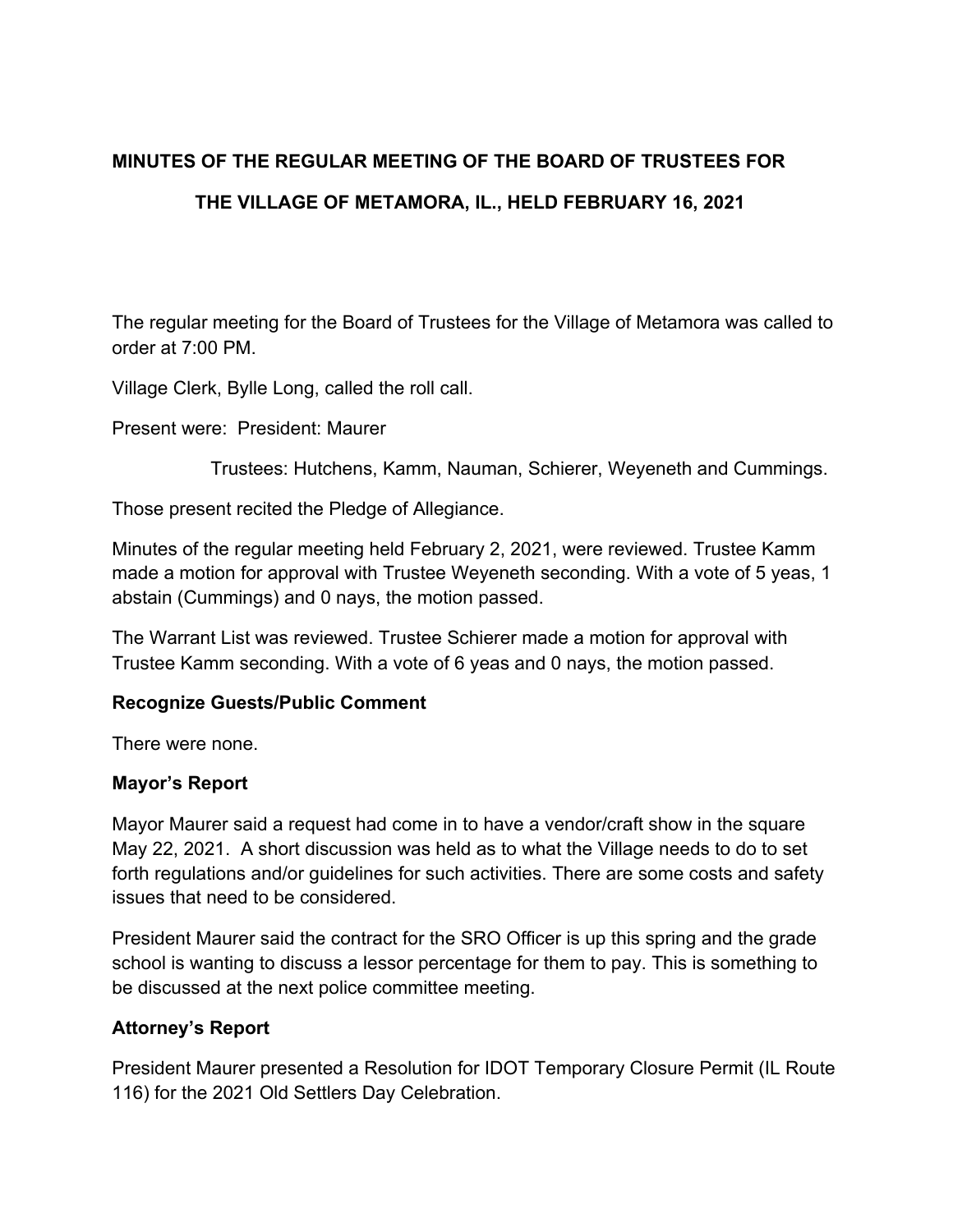# MINUTES OF THE REGULAR MEETING OF THE BOARD OF TRUSTEES FOR THE VILLAGE OF METAMORA, IL., HELD FEBRUARY 16, 2021

The regular meeting for the Board of Trustees for the Village of Metamora was called to order at 7:00 PM.

Village Clerk, Bylle Long, called the roll call.

Present were: President: Maurer

Trustees: Hutchens, Kamm, Nauman, Schierer, Weyeneth and Cummings.

Those present recited the Pledge of Allegiance.

Minutes of the regular meeting held February 2, 2021, were reviewed. Trustee Kamm made a motion for approval with Trustee Weyeneth seconding. With a vote of 5 yeas, 1 abstain (Cummings) and 0 nays, the motion passed.

The Warrant List was reviewed. Trustee Schierer made a motion for approval with Trustee Kamm seconding. With a vote of 6 yeas and 0 nays, the motion passed.

**Recognize Guests/Public Comment**

There were none.

**Mayor's Report**

Mayor Maurer said a request had come in to have a vendor/craft show in the square May 22, 2021. A short discussion was held as to what the Village needs to do to set forth regulations and/or guidelines for such activities. There are some costs and safety issues that need to be considered.

President Maurer said the contract for the SRO Officer is up this spring and the grade school is wanting to discuss a lessor percentage for them to pay. This is something to be discussed at the next police committee meeting.

**Attorney's Report**

President Maurer presented a Resolution for IDOT Temporary Closure Permit (IL Route 116) for the 2021 Old Settlers Day Celebration.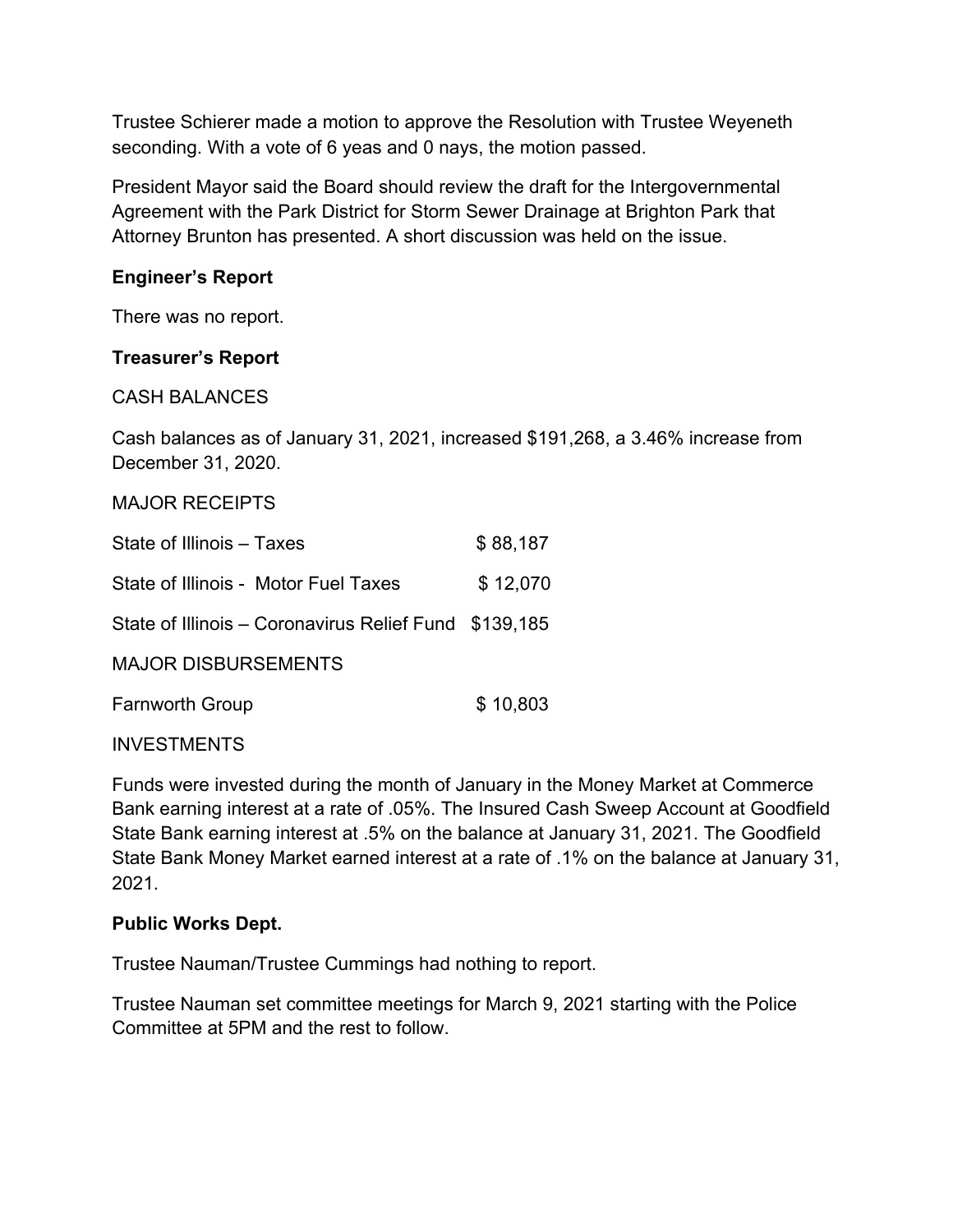Trustee Schierer made a motion to approve the Resolution with Trustee Weyeneth seconding. With a vote of 6 yeas and 0 nays, the motion passed.

President Mayor said the Board should review the draft for the Intergovernmental Agreement with the Park District for Storm Sewer Drainage at Brighton Park that Attorney Brunton has presented. A short discussion was held on the issue.

**Engineer's Report**

There was no report.

**Treasurer's Report**

CASH BALANCES

Cash balances as of January 31, 2021, increased $191,268, a 3.46% increase from December 31, 2020.

MAJOR RECEIPTS

| | |
|---|---|
| State of Illinois – Taxes | $ 88,187 |
| State of Illinois - Motor Fuel Taxes | $ 12,070 |
| State of Illinois – Coronavirus Relief Fund | $139,185 |

MAJOR DISBURSEMENTS

| | |
|---|---|
| Farnworth Group | $ 10,803 |

INVESTMENTS

Funds were invested during the month of January in the Money Market at Commerce Bank earning interest at a rate of .05%. The Insured Cash Sweep Account at Goodfield State Bank earning interest at .5% on the balance at January 31, 2021. The Goodfield State Bank Money Market earned interest at a rate of .1% on the balance at January 31, 2021.

**Public Works Dept.**

Trustee Nauman/Trustee Cummings had nothing to report.

Trustee Nauman set committee meetings for March 9, 2021 starting with the Police Committee at 5PM and the rest to follow.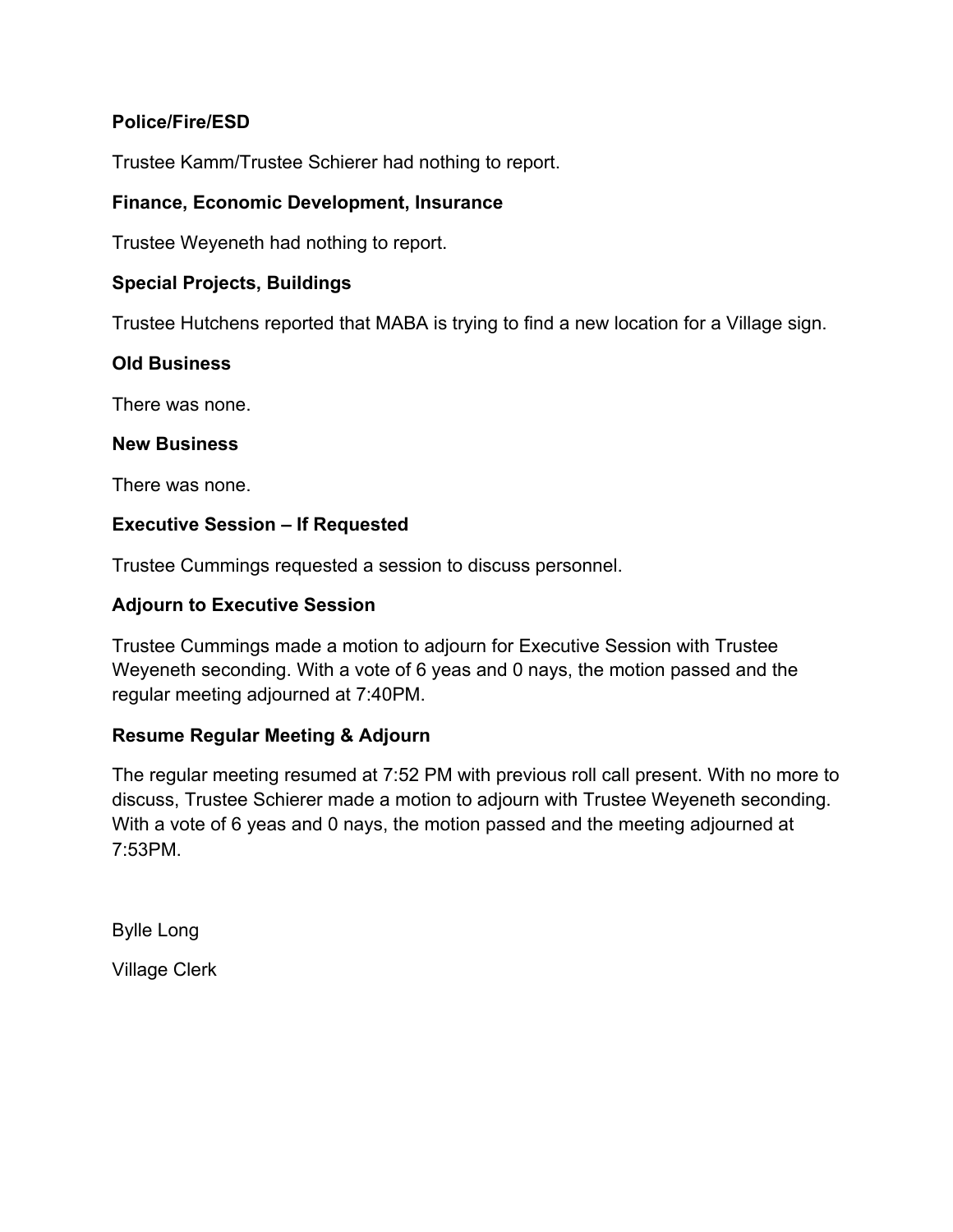**Police/Fire/ESD**

Trustee Kamm/Trustee Schierer had nothing to report.

**Finance, Economic Development, Insurance**

Trustee Weyeneth had nothing to report.

**Special Projects, Buildings**

Trustee Hutchens reported that MABA is trying to find a new location for a Village sign.

**Old Business**

There was none.

**New Business**

There was none.

**Executive Session – If Requested**

Trustee Cummings requested a session to discuss personnel.

**Adjourn to Executive Session**

Trustee Cummings made a motion to adjourn for Executive Session with Trustee Weyeneth seconding. With a vote of 6 yeas and 0 nays, the motion passed and the regular meeting adjourned at 7:40PM.

**Resume Regular Meeting & Adjourn**

The regular meeting resumed at 7:52 PM with previous roll call present. With no more to discuss, Trustee Schierer made a motion to adjourn with Trustee Weyeneth seconding. With a vote of 6 yeas and 0 nays, the motion passed and the meeting adjourned at 7:53PM.

Bylle Long

Village Clerk